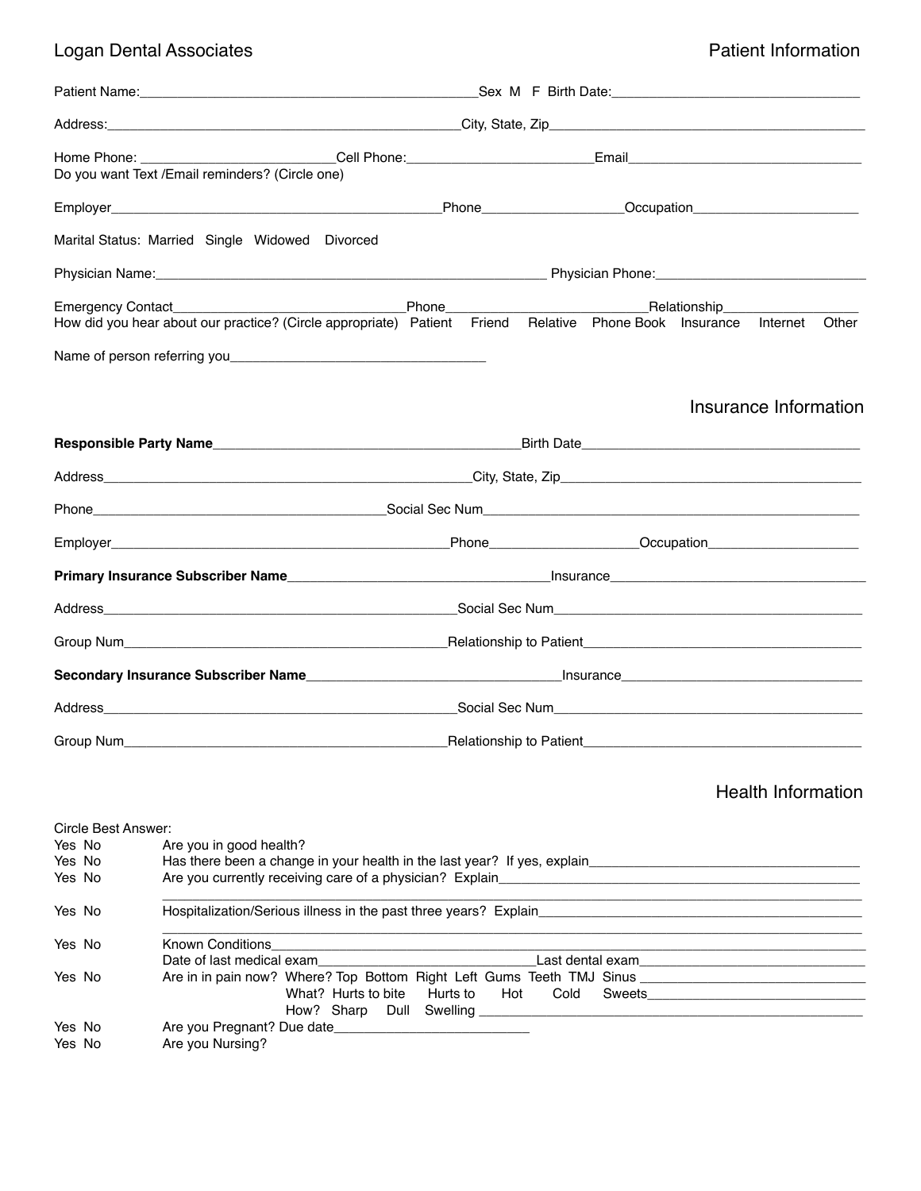Logan Dental Associates

## Patient Information

Patient Name:_______________________________________________Sex M F Birth Date:_________________________________

Address:_________________________________________________City, State, Zip___________________________________________

Home Phone: __________________________Cell Phone:________________________Email________________________________
Do you want Text /Email reminders? (Circle one)

Employer_____________________________________________Phone__________________Occupation______________________

Marital Status: Married Single Widowed Divorced

Physician Name:______________________________________________________ Physician Phone:____________________________

Emergency Contact______________________________Phone__________________________Relationship__________________
How did you hear about our practice? (Circle appropriate) Patient Friend Relative Phone Book Insurance Internet Other

Name of person referring you__________________________________

## Insurance Information

**Responsible Party Name**_________________________________________Birth Date_____________________________________

Address__________________________________________________City, State, Zip_________________________________________

Phone_______________________________________Social Sec Num_________________________________________________

Employer______________________________________________Phone___________________Occupation____________________

**Primary Insurance Subscriber Name**___________________________________Insurance_________________________________

Address_______________________________________________Social Sec Num__________________________________________

Group Num____________________________________________Relationship to Patient____________________________________

**Secondary Insurance Subscriber Name**_________________________________Insurance_________________________________

Address_______________________________________________Social Sec Num__________________________________________

Group Num____________________________________________Relationship to Patient____________________________________

## Health Information

Circle Best Answer:

Yes No Are you in good health?

Yes No Has there been a change in your health in the last year? If yes, explain____________________________________

Yes No Are you currently receiving care of a physician? Explain_____________________________________________
_____________________________________________________________________________________________

Yes No Hospitalization/Serious illness in the past three years? Explain___________________________________________
_____________________________________________________________________________________________

Yes No Known Conditions______________________________________________________________________________
Date of last medical exam______________________________Last dental exam_______________________________

Yes No Are in in pain now? Where? Top Bottom Right Left Gums Teeth TMJ Sinus ______________________________
What? Hurts to bite Hurts to Hot Cold Sweets______________________________
How? Sharp Dull Swelling ______________________________________________________

Yes No Are you Pregnant? Due date___________________________

Yes No Are you Nursing?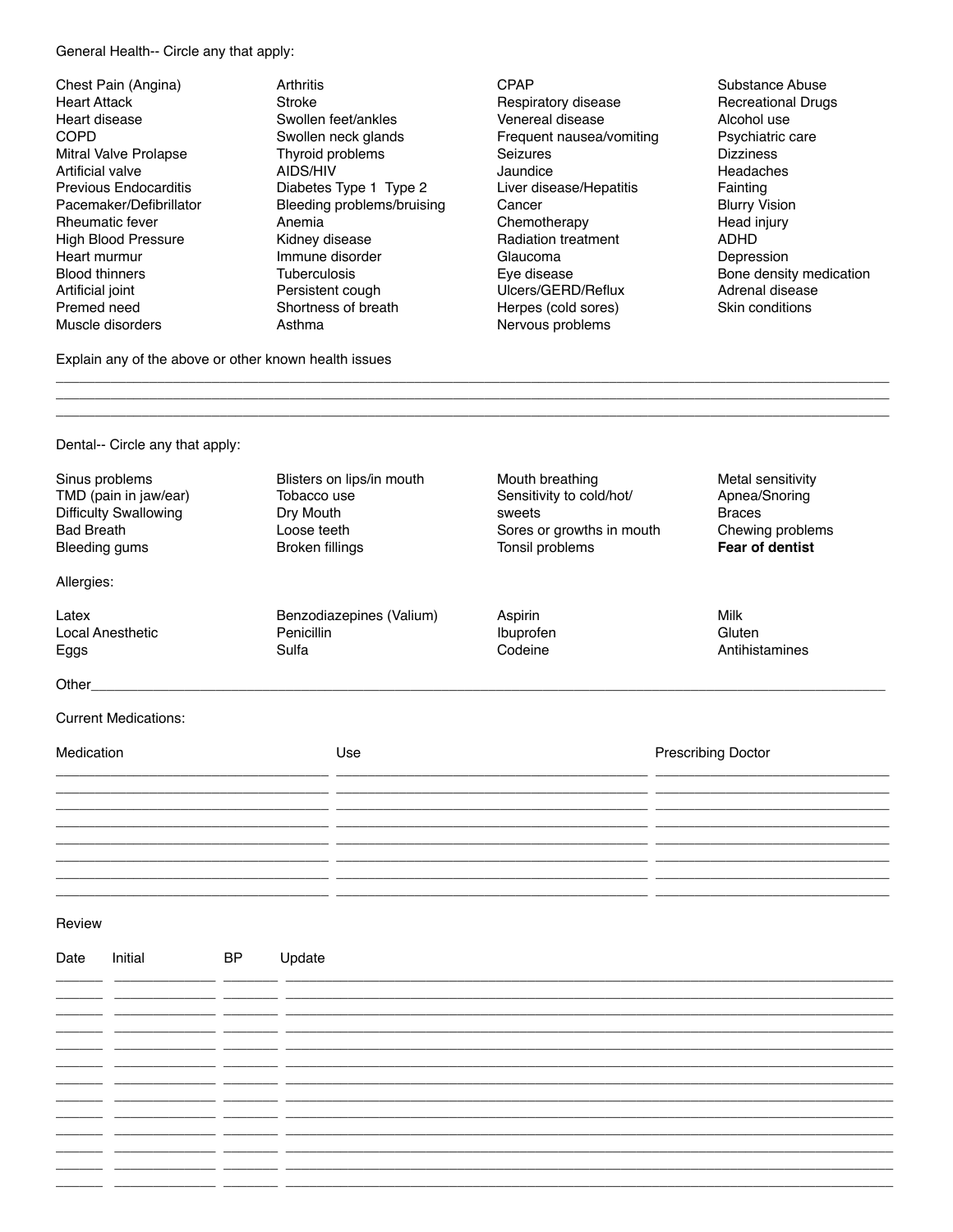General Health-- Circle any that apply:

| | | | |
|---|---|---|---|
| Chest Pain (Angina) | Arthritis | CPAP | Substance Abuse |
| Heart Attack | Stroke | Respiratory disease | Recreational Drugs |
| Heart disease | Swollen feet/ankles | Venereal disease | Alcohol use |
| COPD | Swollen neck glands | Frequent nausea/vomiting | Psychiatric care |
| Mitral Valve Prolapse | Thyroid problems | Seizures | Dizziness |
| Artificial valve | AIDS/HIV | Jaundice | Headaches |
| Previous Endocarditis | Diabetes Type 1 Type 2 | Liver disease/Hepatitis | Fainting |
| Pacemaker/Defibrillator | Bleeding problems/bruising | Cancer | Blurry Vision |
| Rheumatic fever | Anemia | Chemotherapy | Head injury |
| High Blood Pressure | Kidney disease | Radiation treatment | ADHD |
| Heart murmur | Immune disorder | Glaucoma | Depression |
| Blood thinners | Tuberculosis | Eye disease | Bone density medication |
| Artificial joint | Persistent cough | Ulcers/GERD/Reflux | Adrenal disease |
| Premed need | Shortness of breath | Herpes (cold sores) | Skin conditions |
| Muscle disorders | Asthma | Nervous problems | |

Explain any of the above or other known health issues

\_\_\_\_\_\_\_\_\_\_\_\_\_\_\_\_\_\_\_\_\_\_\_\_\_\_\_\_\_\_\_\_\_\_\_\_\_\_\_\_\_\_\_\_\_\_\_\_\_\_\_\_\_\_\_\_\_\_\_\_\_\_\_\_\_\_\_\_\_\_\_\_

\_\_\_\_\_\_\_\_\_\_\_\_\_\_\_\_\_\_\_\_\_\_\_\_\_\_\_\_\_\_\_\_\_\_\_\_\_\_\_\_\_\_\_\_\_\_\_\_\_\_\_\_\_\_\_\_\_\_\_\_\_\_\_\_\_\_\_\_\_\_\_\_

\_\_\_\_\_\_\_\_\_\_\_\_\_\_\_\_\_\_\_\_\_\_\_\_\_\_\_\_\_\_\_\_\_\_\_\_\_\_\_\_\_\_\_\_\_\_\_\_\_\_\_\_\_\_\_\_\_\_\_\_\_\_\_\_\_\_\_\_\_\_\_\_

Dental-- Circle any that apply:

| | | | |
|---|---|---|---|
| Sinus problems | Blisters on lips/in mouth | Mouth breathing | Metal sensitivity |
| TMD (pain in jaw/ear) | Tobacco use | Sensitivity to cold/hot/ sweets | Apnea/Snoring |
| Difficulty Swallowing | Dry Mouth | Sores or growths in mouth | Braces |
| Bad Breath | Loose teeth | Tonsil problems | Chewing problems |
| Bleeding gums | Broken fillings | | **Fear of dentist** |

Allergies:

| | | | |
|---|---|---|---|
| Latex | Benzodiazepines (Valium) | Aspirin | Milk |
| Local Anesthetic | Penicillin | Ibuprofen | Gluten |
| Eggs | Sulfa | Codeine | Antihistamines |

Other\_\_\_\_\_\_\_\_\_\_\_\_\_\_\_\_\_\_\_\_\_\_\_\_\_\_\_\_\_\_\_\_\_\_\_\_\_\_\_\_\_\_\_\_\_\_\_\_\_\_\_\_\_\_\_\_\_\_\_\_\_\_\_\_\_\_

Current Medications:

| Medication | Use | Prescribing Doctor |
|---|---|---|
| | | |
| | | |
| | | |
| | | |
| | | |
| | | |
| | | |
| | | |

Review

| Date | Initial | BP | Update |
|---|---|---|---|
| | | | |
| | | | |
| | | | |
| | | | |
| | | | |
| | | | |
| | | | |
| | | | |
| | | | |
| | | | |
| | | | |
| | | | |
| | | | |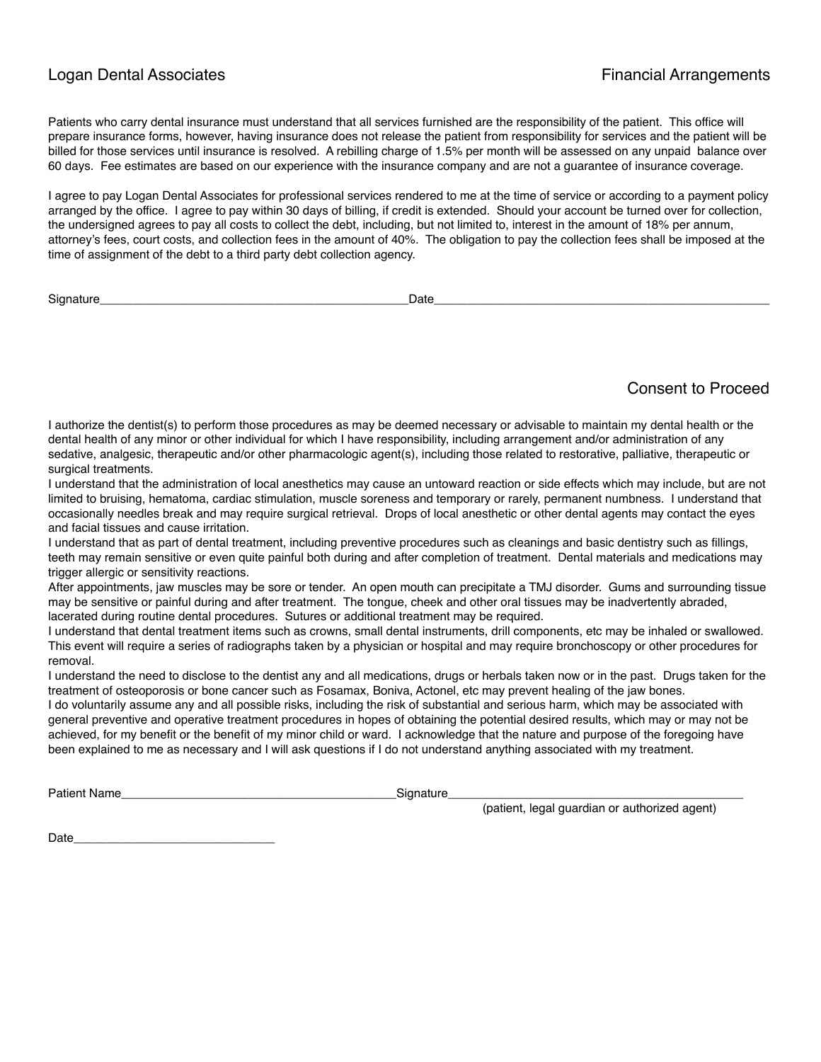Logan Dental Associates

## Financial Arrangements

Patients who carry dental insurance must understand that all services furnished are the responsibility of the patient. This office will prepare insurance forms, however, having insurance does not release the patient from responsibility for services and the patient will be billed for those services until insurance is resolved. A rebilling charge of 1.5% per month will be assessed on any unpaid balance over 60 days. Fee estimates are based on our experience with the insurance company and are not a guarantee of insurance coverage.

I agree to pay Logan Dental Associates for professional services rendered to me at the time of service or according to a payment policy arranged by the office. I agree to pay within 30 days of billing, if credit is extended. Should your account be turned over for collection, the undersigned agrees to pay all costs to collect the debt, including, but not limited to, interest in the amount of 18% per annum, attorney's fees, court costs, and collection fees in the amount of 40%. The obligation to pay the collection fees shall be imposed at the time of assignment of the debt to a third party debt collection agency.

Signature_______________________________________________Date_____________________________________________________

## Consent to Proceed

I authorize the dentist(s) to perform those procedures as may be deemed necessary or advisable to maintain my dental health or the dental health of any minor or other individual for which I have responsibility, including arrangement and/or administration of any sedative, analgesic, therapeutic and/or other pharmacologic agent(s), including those related to restorative, palliative, therapeutic or surgical treatments.

I understand that the administration of local anesthetics may cause an untoward reaction or side effects which may include, but are not limited to bruising, hematoma, cardiac stimulation, muscle soreness and temporary or rarely, permanent numbness. I understand that occasionally needles break and may require surgical retrieval. Drops of local anesthetic or other dental agents may contact the eyes and facial tissues and cause irritation.

I understand that as part of dental treatment, including preventive procedures such as cleanings and basic dentistry such as fillings, teeth may remain sensitive or even quite painful both during and after completion of treatment. Dental materials and medications may trigger allergic or sensitivity reactions.

After appointments, jaw muscles may be sore or tender. An open mouth can precipitate a TMJ disorder. Gums and surrounding tissue may be sensitive or painful during and after treatment. The tongue, cheek and other oral tissues may be inadvertently abraded, lacerated during routine dental procedures. Sutures or additional treatment may be required.

I understand that dental treatment items such as crowns, small dental instruments, drill components, etc may be inhaled or swallowed. This event will require a series of radiographs taken by a physician or hospital and may require bronchoscopy or other procedures for removal.

I understand the need to disclose to the dentist any and all medications, drugs or herbals taken now or in the past. Drugs taken for the treatment of osteoporosis or bone cancer such as Fosamax, Boniva, Actonel, etc may prevent healing of the jaw bones.

I do voluntarily assume any and all possible risks, including the risk of substantial and serious harm, which may be associated with general preventive and operative treatment procedures in hopes of obtaining the potential desired results, which may or may not be achieved, for my benefit or the benefit of my minor child or ward. I acknowledge that the nature and purpose of the foregoing have been explained to me as necessary and I will ask questions if I do not understand anything associated with my treatment.

Patient Name__________________________________________Signature_____________________________________________
(patient, legal guardian or authorized agent)

Date______________________________